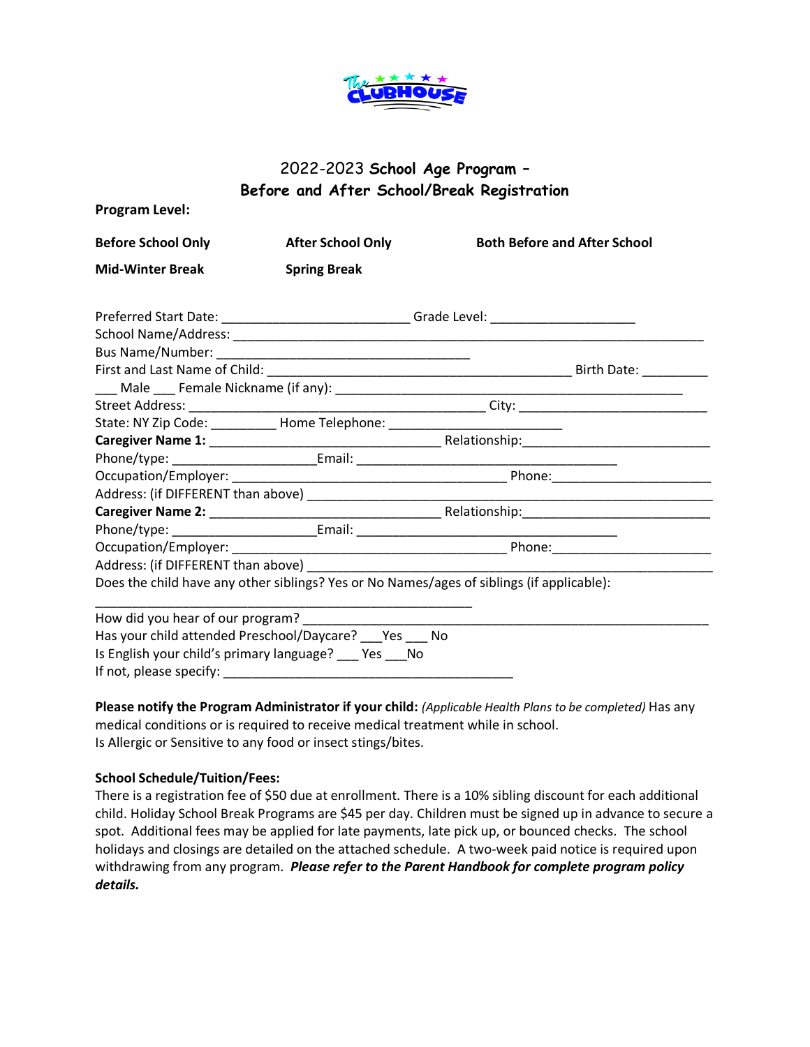# 2022-2023 School Age Program – Before and After School/Break Registration

**Program Level:**

**Before School Only** **After School Only** **Both Before and After School**

**Mid-Winter Break** **Spring Break**

Preferred Start Date: __________________________ Grade Level: ____________________

School Name/Address: _________________________________________________________________

Bus Name/Number: ___________________________________

First and Last Name of Child: __________________________________________ Birth Date: _________

___ Male ___ Female Nickname (if any): _______________________________________________

Street Address: __________________________________________ City: __________________________

State: NY Zip Code: _________ Home Telephone: ________________________

**Caregiver Name 1:** _________________________________ Relationship:_________________________

Phone/type: ____________________Email: ____________________________________

Occupation/Employer: _______________________________________ Phone:______________________

Address: (if DIFFERENT than above) ______________________________________________________

**Caregiver Name 2:** _________________________________ Relationship:_________________________

Phone/type: ____________________Email: ____________________________________

Occupation/Employer: _______________________________________ Phone:______________________

Address: (if DIFFERENT than above) ______________________________________________________

Does the child have any other siblings? Yes or No Names/ages of siblings (if applicable):

_____________________________________________________

How did you hear of our program? _________________________________________________________

Has your child attended Preschool/Daycare? ___Yes ___ No

Is English your child's primary language? ___ Yes ___No

If not, please specify: ________________________________________

**Please notify the Program Administrator if your child:** *(Applicable Health Plans to be completed)* Has any medical conditions or is required to receive medical treatment while in school.
Is Allergic or Sensitive to any food or insect stings/bites.

**School Schedule/Tuition/Fees:**

There is a registration fee of $50 due at enrollment. There is a 10% sibling discount for each additional child. Holiday School Break Programs are $45 per day. Children must be signed up in advance to secure a spot. Additional fees may be applied for late payments, late pick up, or bounced checks. The school holidays and closings are detailed on the attached schedule. A two-week paid notice is required upon withdrawing from any program. ***Please refer to the Parent Handbook for complete program policy details.***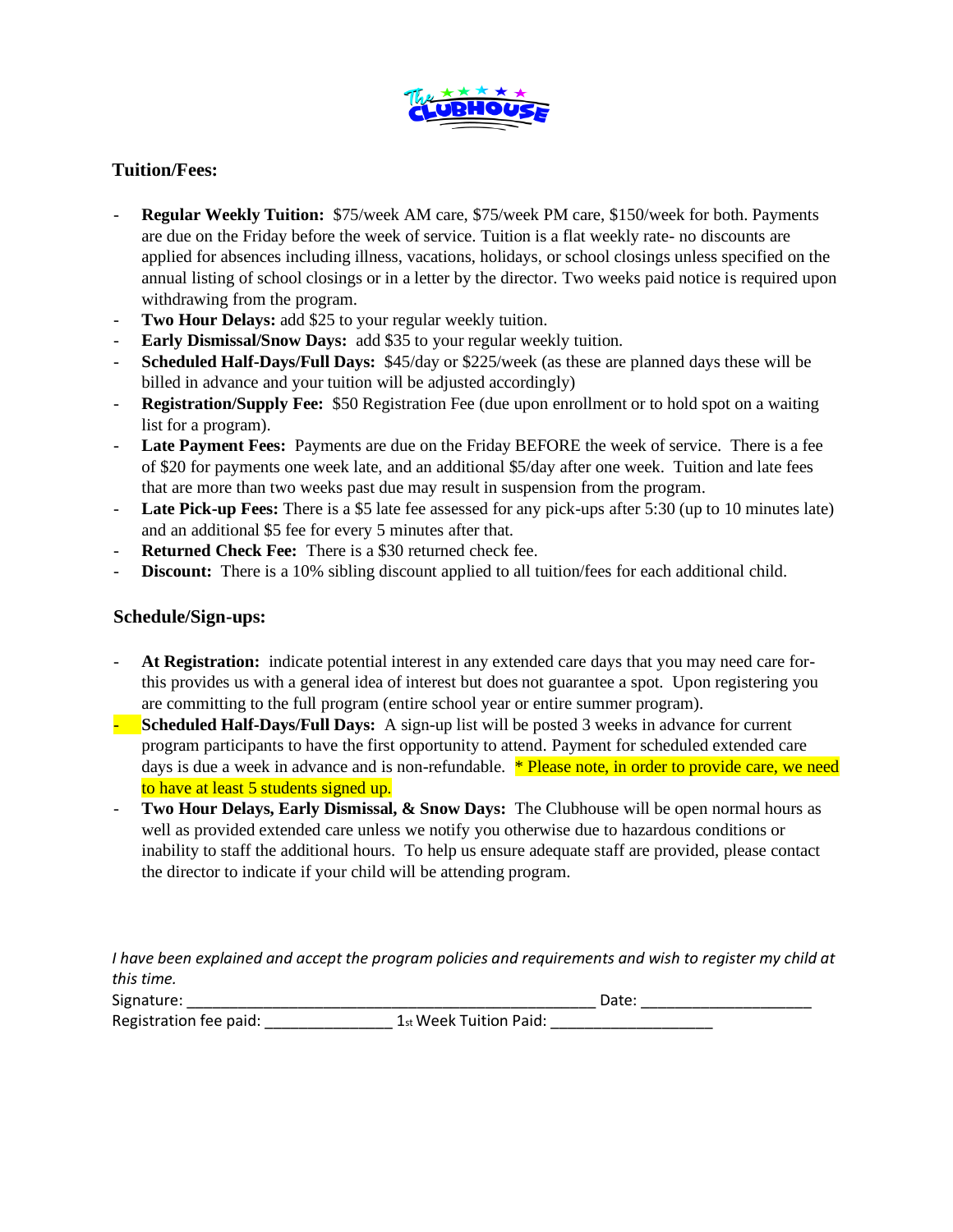## Tuition/Fees:

- **Regular Weekly Tuition:** $75/week AM care, $75/week PM care, $150/week for both. Payments are due on the Friday before the week of service. Tuition is a flat weekly rate- no discounts are applied for absences including illness, vacations, holidays, or school closings unless specified on the annual listing of school closings or in a letter by the director. Two weeks paid notice is required upon withdrawing from the program.
- **Two Hour Delays:** add $25 to your regular weekly tuition.
- **Early Dismissal/Snow Days:** add $35 to your regular weekly tuition.
- **Scheduled Half-Days/Full Days:** $45/day or $225/week (as these are planned days these will be billed in advance and your tuition will be adjusted accordingly)
- **Registration/Supply Fee:** $50 Registration Fee (due upon enrollment or to hold spot on a waiting list for a program).
- **Late Payment Fees:** Payments are due on the Friday BEFORE the week of service. There is a fee of $20 for payments one week late, and an additional $5/day after one week. Tuition and late fees that are more than two weeks past due may result in suspension from the program.
- **Late Pick-up Fees:** There is a $5 late fee assessed for any pick-ups after 5:30 (up to 10 minutes late) and an additional $5 fee for every 5 minutes after that.
- **Returned Check Fee:** There is a $30 returned check fee.
- **Discount:** There is a 10% sibling discount applied to all tuition/fees for each additional child.

## Schedule/Sign-ups:

- **At Registration:** indicate potential interest in any extended care days that you may need care for- this provides us with a general idea of interest but does not guarantee a spot. Upon registering you are committing to the full program (entire school year or entire summer program).
- **Scheduled Half-Days/Full Days:** A sign-up list will be posted 3 weeks in advance for current program participants to have the first opportunity to attend. Payment for scheduled extended care days is due a week in advance and is non-refundable. * Please note, in order to provide care, we need to have at least 5 students signed up.
- **Two Hour Delays, Early Dismissal, & Snow Days:** The Clubhouse will be open normal hours as well as provided extended care unless we notify you otherwise due to hazardous conditions or inability to staff the additional hours. To help us ensure adequate staff are provided, please contact the director to indicate if your child will be attending program.

*I have been explained and accept the program policies and requirements and wish to register my child at this time.*

Signature: _______________________________________________ Date: ____________________

Registration fee paid: _______________ 1st Week Tuition Paid: ___________________